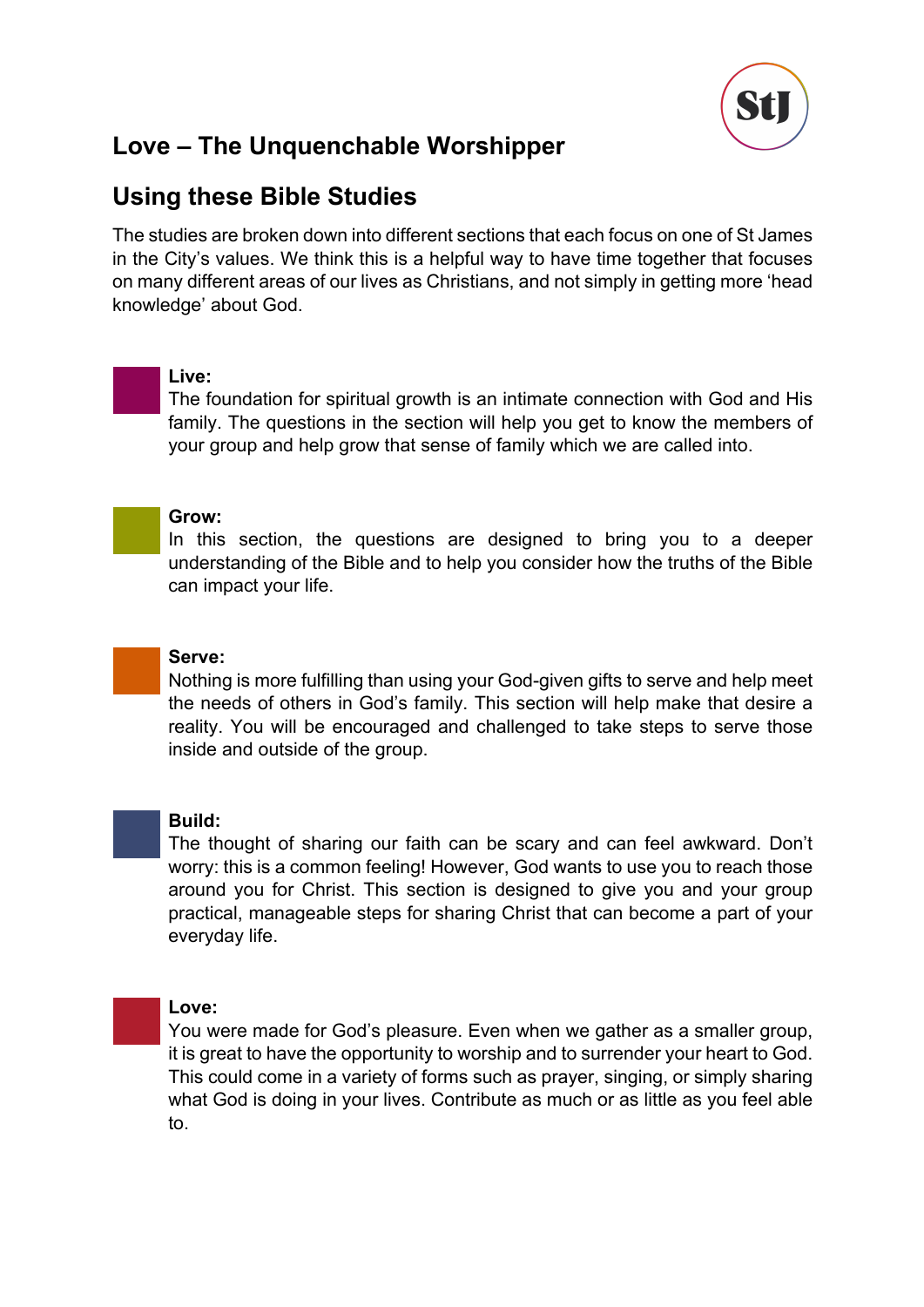# Love – The Unquenchable Worshipper

## Using these Bible Studies

The studies are broken down into different sections that each focus on one of St James in the City's values. We think this is a helpful way to have time together that focuses on many different areas of our lives as Christians, and not simply in getting more 'head knowledge' about God.

**Live:**
The foundation for spiritual growth is an intimate connection with God and His family. The questions in the section will help you get to know the members of your group and help grow that sense of family which we are called into.

**Grow:**
In this section, the questions are designed to bring you to a deeper understanding of the Bible and to help you consider how the truths of the Bible can impact your life.

**Serve:**
Nothing is more fulfilling than using your God-given gifts to serve and help meet the needs of others in God's family. This section will help make that desire a reality. You will be encouraged and challenged to take steps to serve those inside and outside of the group.

**Build:**
The thought of sharing our faith can be scary and can feel awkward. Don't worry: this is a common feeling! However, God wants to use you to reach those around you for Christ. This section is designed to give you and your group practical, manageable steps for sharing Christ that can become a part of your everyday life.

**Love:**
You were made for God's pleasure. Even when we gather as a smaller group, it is great to have the opportunity to worship and to surrender your heart to God. This could come in a variety of forms such as prayer, singing, or simply sharing what God is doing in your lives. Contribute as much or as little as you feel able to.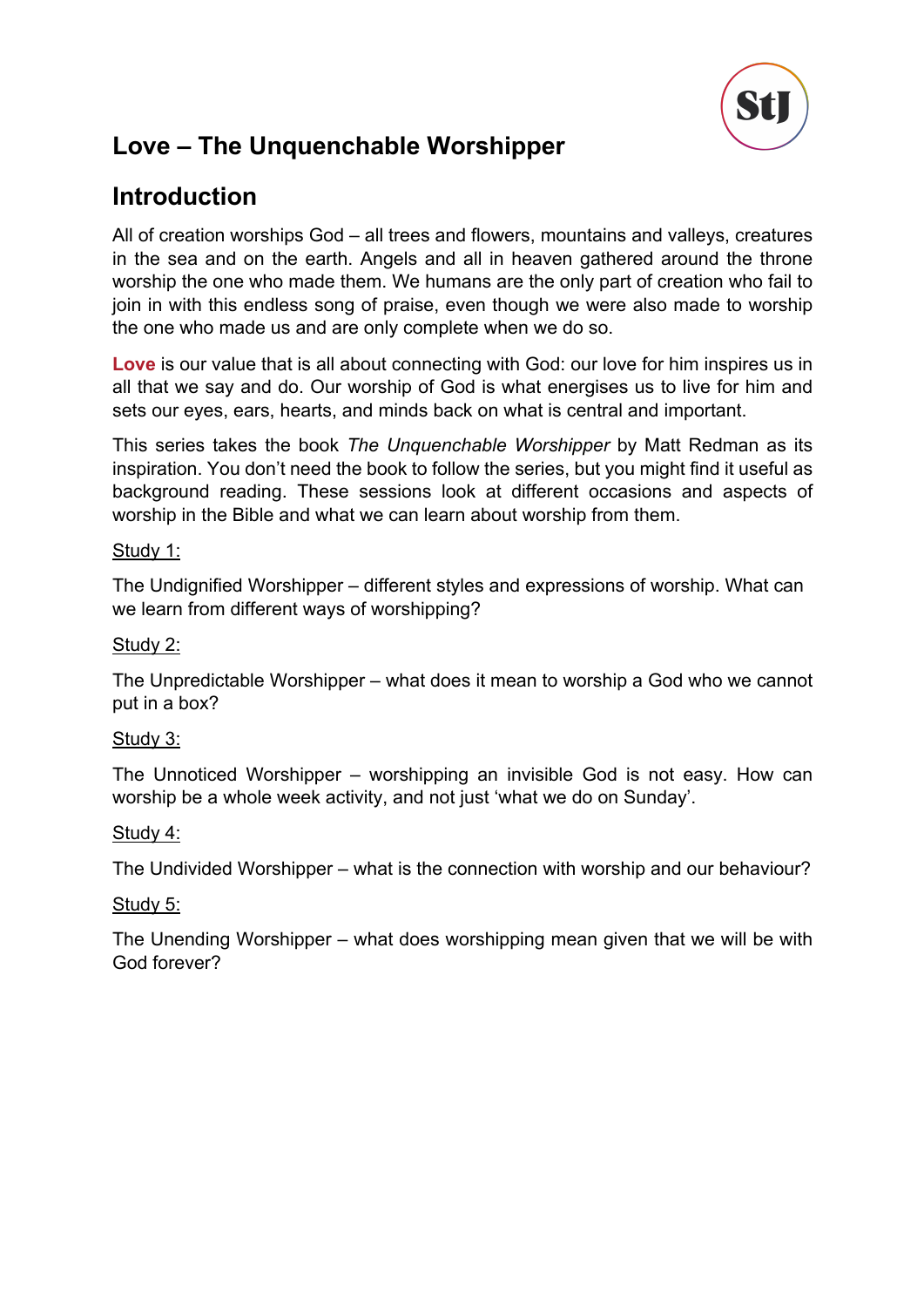# Love – The Unquenchable Worshipper

## Introduction

All of creation worships God – all trees and flowers, mountains and valleys, creatures in the sea and on the earth. Angels and all in heaven gathered around the throne worship the one who made them. We humans are the only part of creation who fail to join in with this endless song of praise, even though we were also made to worship the one who made us and are only complete when we do so.

**Love** is our value that is all about connecting with God: our love for him inspires us in all that we say and do. Our worship of God is what energises us to live for him and sets our eyes, ears, hearts, and minds back on what is central and important.

This series takes the book *The Unquenchable Worshipper* by Matt Redman as its inspiration. You don't need the book to follow the series, but you might find it useful as background reading. These sessions look at different occasions and aspects of worship in the Bible and what we can learn about worship from them.

Study 1:

The Undignified Worshipper – different styles and expressions of worship. What can we learn from different ways of worshipping?

Study 2:

The Unpredictable Worshipper – what does it mean to worship a God who we cannot put in a box?

Study 3:

The Unnoticed Worshipper – worshipping an invisible God is not easy. How can worship be a whole week activity, and not just 'what we do on Sunday'.

Study 4:

The Undivided Worshipper – what is the connection with worship and our behaviour?

Study 5:

The Unending Worshipper – what does worshipping mean given that we will be with God forever?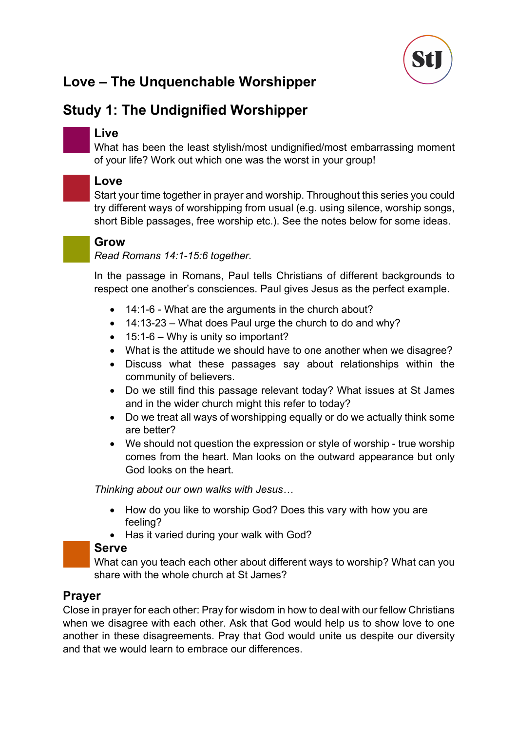# Love – The Unquenchable Worshipper

## Study 1: The Undignified Worshipper

### Live

What has been the least stylish/most undignified/most embarrassing moment of your life? Work out which one was the worst in your group!

### Love

Start your time together in prayer and worship. Throughout this series you could try different ways of worshipping from usual (e.g. using silence, worship songs, short Bible passages, free worship etc.). See the notes below for some ideas.

### Grow

*Read Romans 14:1-15:6 together.*

In the passage in Romans, Paul tells Christians of different backgrounds to respect one another's consciences. Paul gives Jesus as the perfect example.

- 14:1-6 - What are the arguments in the church about?
- 14:13-23 – What does Paul urge the church to do and why?
- 15:1-6 – Why is unity so important?
- What is the attitude we should have to one another when we disagree?
- Discuss what these passages say about relationships within the community of believers.
- Do we still find this passage relevant today? What issues at St James and in the wider church might this refer to today?
- Do we treat all ways of worshipping equally or do we actually think some are better?
- We should not question the expression or style of worship - true worship comes from the heart. Man looks on the outward appearance but only God looks on the heart.

*Thinking about our own walks with Jesus…*

- How do you like to worship God? Does this vary with how you are feeling?
- Has it varied during your walk with God?

### Serve

What can you teach each other about different ways to worship? What can you share with the whole church at St James?

### Prayer

Close in prayer for each other: Pray for wisdom in how to deal with our fellow Christians when we disagree with each other. Ask that God would help us to show love to one another in these disagreements. Pray that God would unite us despite our diversity and that we would learn to embrace our differences.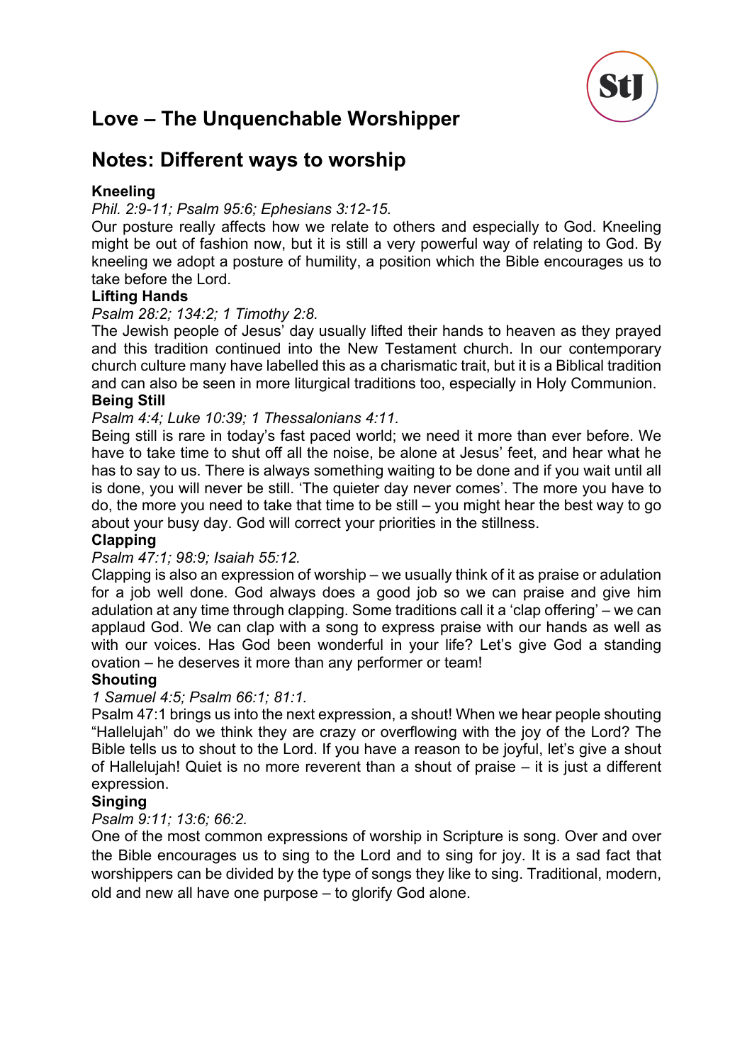# Love – The Unquenchable Worshipper

## Notes: Different ways to worship

**Kneeling**

*Phil. 2:9-11; Psalm 95:6; Ephesians 3:12-15.*

Our posture really affects how we relate to others and especially to God. Kneeling might be out of fashion now, but it is still a very powerful way of relating to God. By kneeling we adopt a posture of humility, a position which the Bible encourages us to take before the Lord.

**Lifting Hands**

*Psalm 28:2; 134:2; 1 Timothy 2:8.*

The Jewish people of Jesus' day usually lifted their hands to heaven as they prayed and this tradition continued into the New Testament church. In our contemporary church culture many have labelled this as a charismatic trait, but it is a Biblical tradition and can also be seen in more liturgical traditions too, especially in Holy Communion.

**Being Still**

*Psalm 4:4; Luke 10:39; 1 Thessalonians 4:11.*

Being still is rare in today's fast paced world; we need it more than ever before. We have to take time to shut off all the noise, be alone at Jesus' feet, and hear what he has to say to us. There is always something waiting to be done and if you wait until all is done, you will never be still. 'The quieter day never comes'. The more you have to do, the more you need to take that time to be still – you might hear the best way to go about your busy day. God will correct your priorities in the stillness.

**Clapping**

*Psalm 47:1; 98:9; Isaiah 55:12.*

Clapping is also an expression of worship – we usually think of it as praise or adulation for a job well done. God always does a good job so we can praise and give him adulation at any time through clapping. Some traditions call it a 'clap offering' – we can applaud God. We can clap with a song to express praise with our hands as well as with our voices. Has God been wonderful in your life? Let's give God a standing ovation – he deserves it more than any performer or team!

**Shouting**

*1 Samuel 4:5; Psalm 66:1; 81:1.*

Psalm 47:1 brings us into the next expression, a shout! When we hear people shouting "Hallelujah" do we think they are crazy or overflowing with the joy of the Lord? The Bible tells us to shout to the Lord. If you have a reason to be joyful, let's give a shout of Hallelujah! Quiet is no more reverent than a shout of praise – it is just a different expression.

**Singing**

*Psalm 9:11; 13:6; 66:2.*

One of the most common expressions of worship in Scripture is song. Over and over the Bible encourages us to sing to the Lord and to sing for joy. It is a sad fact that worshippers can be divided by the type of songs they like to sing. Traditional, modern, old and new all have one purpose – to glorify God alone.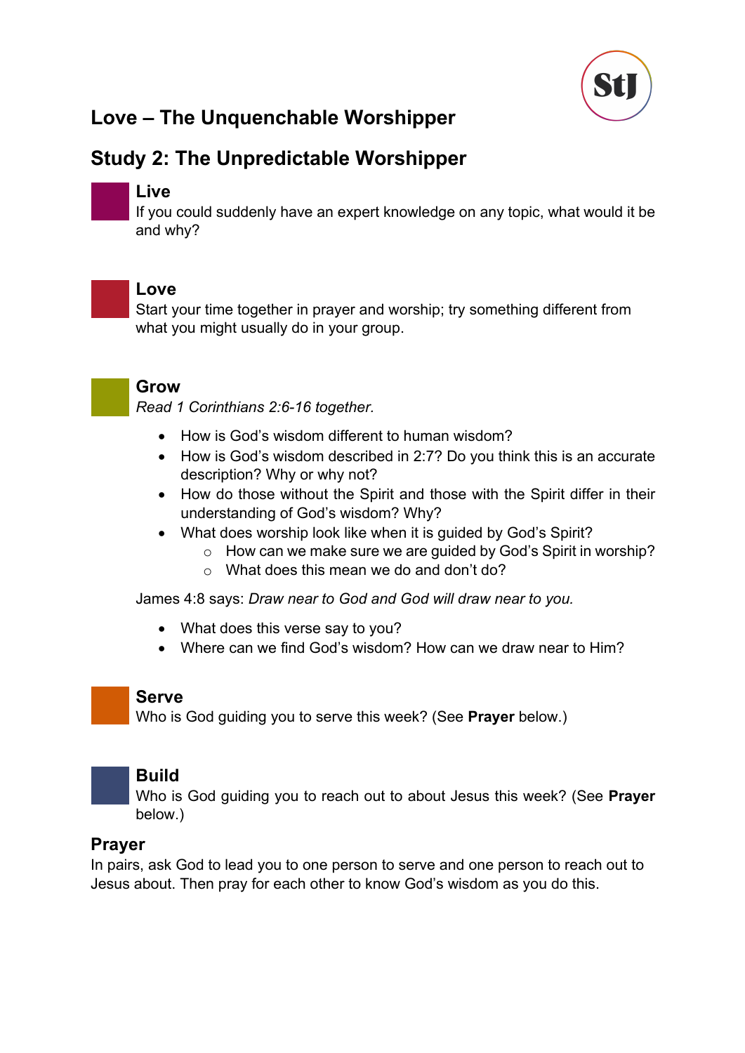# Love – The Unquenchable Worshipper

## Study 2: The Unpredictable Worshipper

### Live

If you could suddenly have an expert knowledge on any topic, what would it be and why?

### Love

Start your time together in prayer and worship; try something different from what you might usually do in your group.

### Grow

*Read 1 Corinthians 2:6-16 together.*

- How is God's wisdom different to human wisdom?
- How is God's wisdom described in 2:7? Do you think this is an accurate description? Why or why not?
- How do those without the Spirit and those with the Spirit differ in their understanding of God's wisdom? Why?
- What does worship look like when it is guided by God's Spirit?
  - How can we make sure we are guided by God's Spirit in worship?
  - What does this mean we do and don't do?

James 4:8 says: *Draw near to God and God will draw near to you.*

- What does this verse say to you?
- Where can we find God's wisdom? How can we draw near to Him?

### Serve

Who is God guiding you to serve this week? (See **Prayer** below.)

### Build

Who is God guiding you to reach out to about Jesus this week? (See **Prayer** below.)

### Prayer

In pairs, ask God to lead you to one person to serve and one person to reach out to Jesus about. Then pray for each other to know God's wisdom as you do this.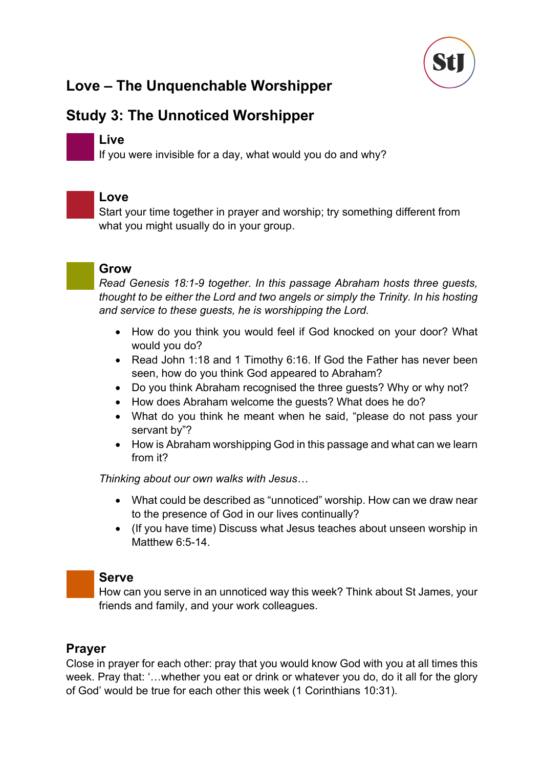# Love – The Unquenchable Worshipper

## Study 3: The Unnoticed Worshipper

### Live

If you were invisible for a day, what would you do and why?

### Love

Start your time together in prayer and worship; try something different from what you might usually do in your group.

### Grow

*Read Genesis 18:1-9 together. In this passage Abraham hosts three guests, thought to be either the Lord and two angels or simply the Trinity. In his hosting and service to these guests, he is worshipping the Lord.*

- How do you think you would feel if God knocked on your door? What would you do?
- Read John 1:18 and 1 Timothy 6:16. If God the Father has never been seen, how do you think God appeared to Abraham?
- Do you think Abraham recognised the three guests? Why or why not?
- How does Abraham welcome the guests? What does he do?
- What do you think he meant when he said, "please do not pass your servant by"?
- How is Abraham worshipping God in this passage and what can we learn from it?

*Thinking about our own walks with Jesus…*

- What could be described as "unnoticed" worship. How can we draw near to the presence of God in our lives continually?
- (If you have time) Discuss what Jesus teaches about unseen worship in Matthew 6:5-14.

### Serve

How can you serve in an unnoticed way this week? Think about St James, your friends and family, and your work colleagues.

### Prayer

Close in prayer for each other: pray that you would know God with you at all times this week. Pray that: '…whether you eat or drink or whatever you do, do it all for the glory of God' would be true for each other this week (1 Corinthians 10:31).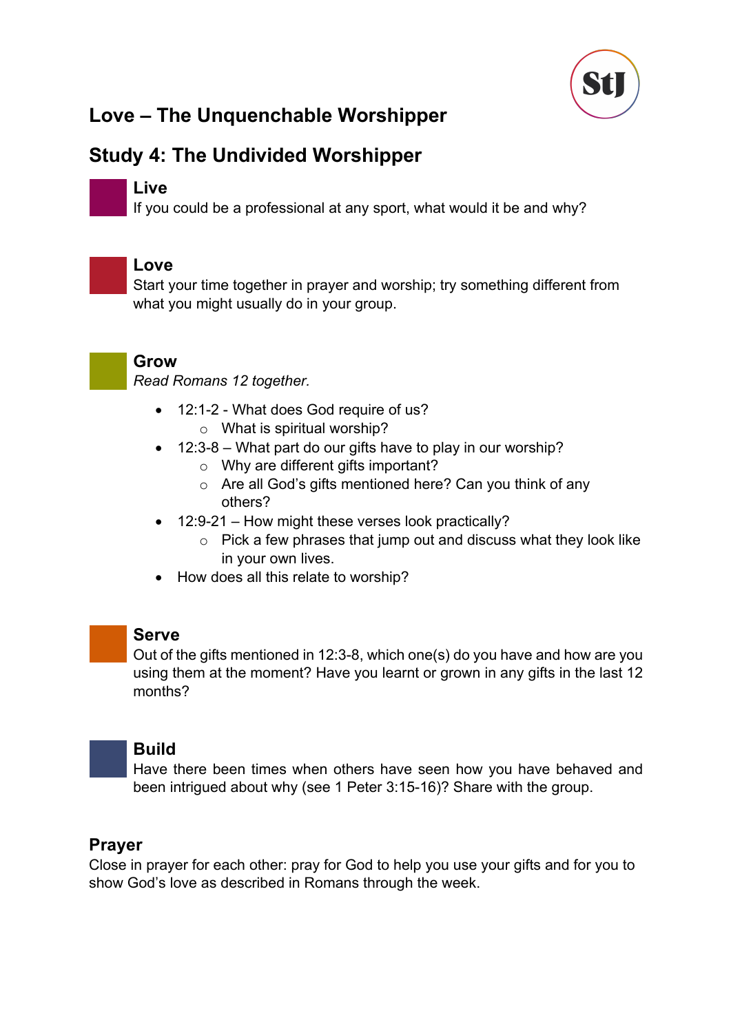# Love – The Unquenchable Worshipper

## Study 4: The Undivided Worshipper

### Live

If you could be a professional at any sport, what would it be and why?

### Love

Start your time together in prayer and worship; try something different from what you might usually do in your group.

### Grow

*Read Romans 12 together.*

- 12:1-2 - What does God require of us?
  - What is spiritual worship?
- 12:3-8 – What part do our gifts have to play in our worship?
  - Why are different gifts important?
  - Are all God's gifts mentioned here? Can you think of any others?
- 12:9-21 – How might these verses look practically?
  - Pick a few phrases that jump out and discuss what they look like in your own lives.
- How does all this relate to worship?

### Serve

Out of the gifts mentioned in 12:3-8, which one(s) do you have and how are you using them at the moment? Have you learnt or grown in any gifts in the last 12 months?

### Build

Have there been times when others have seen how you have behaved and been intrigued about why (see 1 Peter 3:15-16)? Share with the group.

### Prayer

Close in prayer for each other: pray for God to help you use your gifts and for you to show God's love as described in Romans through the week.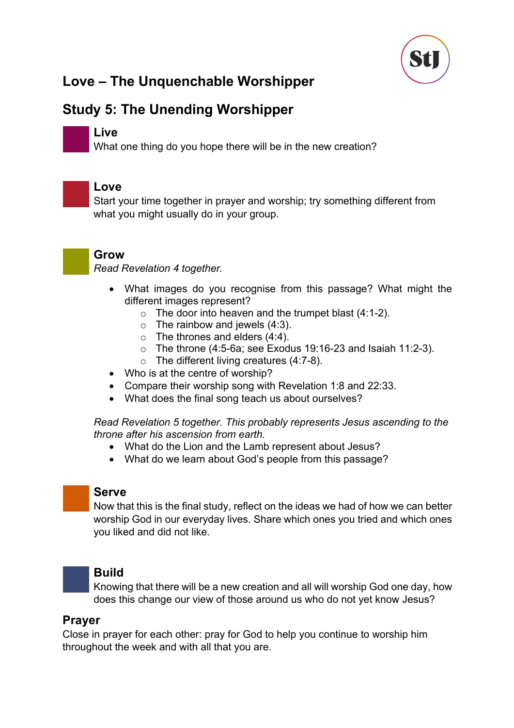# Love – The Unquenchable Worshipper

## Study 5: The Unending Worshipper

### Live

What one thing do you hope there will be in the new creation?

### Love

Start your time together in prayer and worship; try something different from what you might usually do in your group.

### Grow

*Read Revelation 4 together.*

- What images do you recognise from this passage? What might the different images represent?
  - The door into heaven and the trumpet blast (4:1-2).
  - The rainbow and jewels (4:3).
  - The thrones and elders (4:4).
  - The throne (4:5-6a; see Exodus 19:16-23 and Isaiah 11:2-3).
  - The different living creatures (4:7-8).
- Who is at the centre of worship?
- Compare their worship song with Revelation 1:8 and 22:33.
- What does the final song teach us about ourselves?

*Read Revelation 5 together. This probably represents Jesus ascending to the throne after his ascension from earth.*

- What do the Lion and the Lamb represent about Jesus?
- What do we learn about God's people from this passage?

### Serve

Now that this is the final study, reflect on the ideas we had of how we can better worship God in our everyday lives. Share which ones you tried and which ones you liked and did not like.

### Build

Knowing that there will be a new creation and all will worship God one day, how does this change our view of those around us who do not yet know Jesus?

### Prayer

Close in prayer for each other: pray for God to help you continue to worship him throughout the week and with all that you are.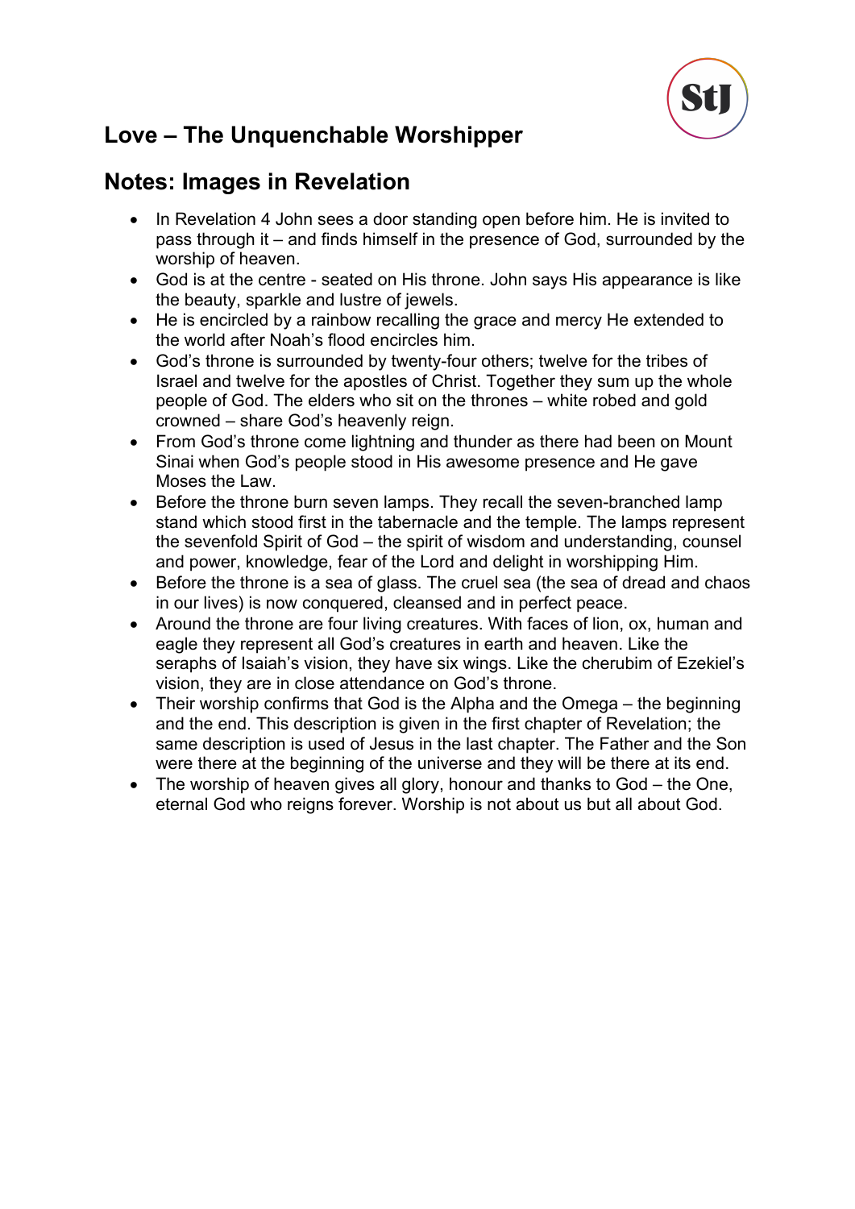## Love – The Unquenchable Worshipper

## Notes: Images in Revelation

- In Revelation 4 John sees a door standing open before him. He is invited to pass through it – and finds himself in the presence of God, surrounded by the worship of heaven.
- God is at the centre - seated on His throne. John says His appearance is like the beauty, sparkle and lustre of jewels.
- He is encircled by a rainbow recalling the grace and mercy He extended to the world after Noah's flood encircles him.
- God's throne is surrounded by twenty-four others; twelve for the tribes of Israel and twelve for the apostles of Christ. Together they sum up the whole people of God. The elders who sit on the thrones – white robed and gold crowned – share God's heavenly reign.
- From God's throne come lightning and thunder as there had been on Mount Sinai when God's people stood in His awesome presence and He gave Moses the Law.
- Before the throne burn seven lamps. They recall the seven-branched lamp stand which stood first in the tabernacle and the temple. The lamps represent the sevenfold Spirit of God – the spirit of wisdom and understanding, counsel and power, knowledge, fear of the Lord and delight in worshipping Him.
- Before the throne is a sea of glass. The cruel sea (the sea of dread and chaos in our lives) is now conquered, cleansed and in perfect peace.
- Around the throne are four living creatures. With faces of lion, ox, human and eagle they represent all God's creatures in earth and heaven. Like the seraphs of Isaiah's vision, they have six wings. Like the cherubim of Ezekiel's vision, they are in close attendance on God's throne.
- Their worship confirms that God is the Alpha and the Omega – the beginning and the end. This description is given in the first chapter of Revelation; the same description is used of Jesus in the last chapter. The Father and the Son were there at the beginning of the universe and they will be there at its end.
- The worship of heaven gives all glory, honour and thanks to God – the One, eternal God who reigns forever. Worship is not about us but all about God.